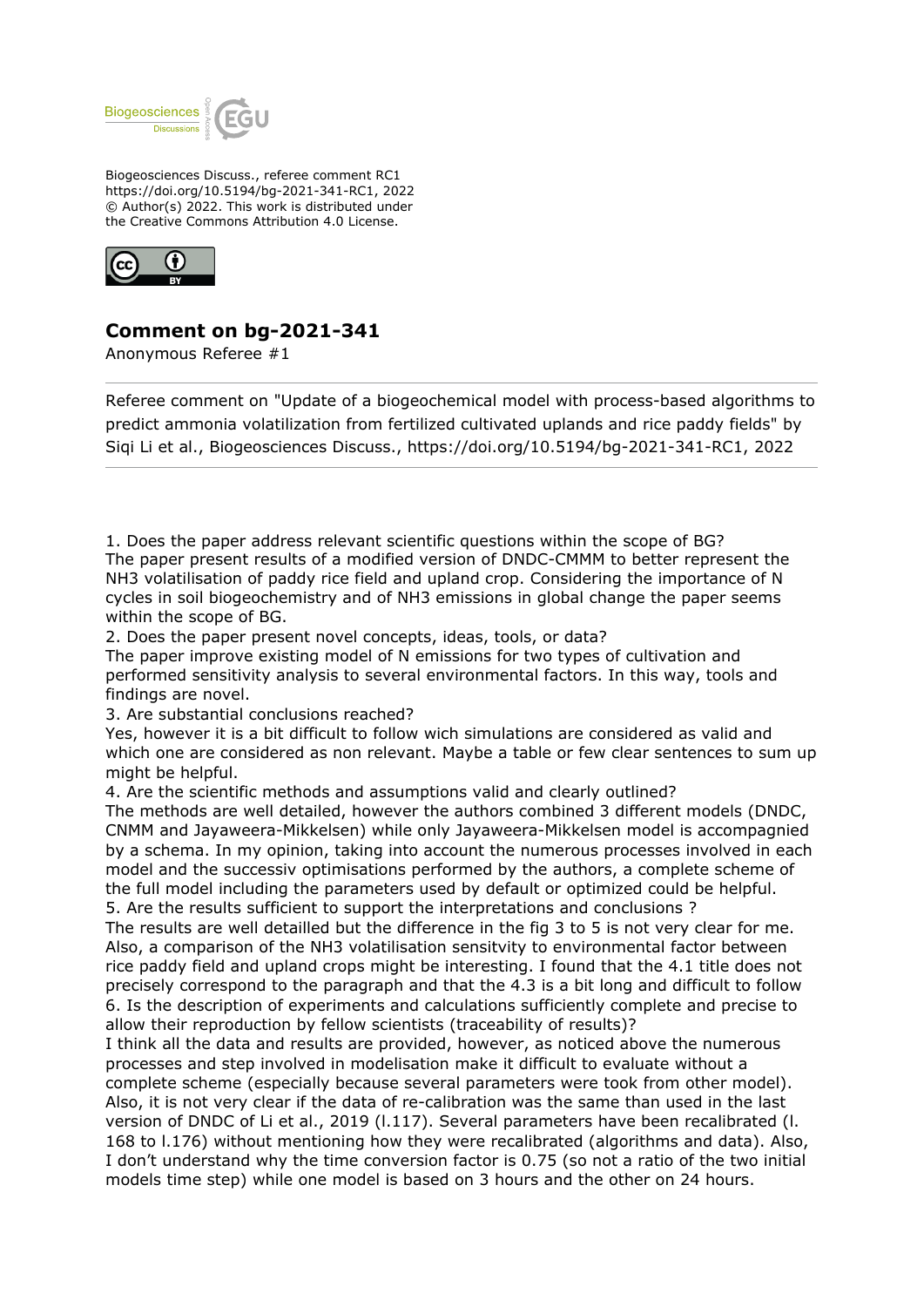Biogeosciences Discuss., referee comment RC1
https://doi.org/10.5194/bg-2021-341-RC1, 2022
© Author(s) 2022. This work is distributed under
the Creative Commons Attribution 4.0 License.

## Comment on bg-2021-341

Anonymous Referee #1

Referee comment on "Update of a biogeochemical model with process-based algorithms to predict ammonia volatilization from fertilized cultivated uplands and rice paddy fields" by Siqi Li et al., Biogeosciences Discuss., https://doi.org/10.5194/bg-2021-341-RC1, 2022

1. Does the paper address relevant scientific questions within the scope of BG?
The paper present results of a modified version of DNDC-CMMM to better represent the $NH_3$ volatilisation of paddy rice field and upland crop. Considering the importance of N cycles in soil biogeochemistry and of $NH_3$ emissions in global change the paper seems within the scope of BG.
2. Does the paper present novel concepts, ideas, tools, or data?
The paper improve existing model of N emissions for two types of cultivation and performed sensitivity analysis to several environmental factors. In this way, tools and findings are novel.
3. Are substantial conclusions reached?
Yes, however it is a bit difficult to follow wich simulations are considered as valid and which one are considered as non relevant. Maybe a table or few clear sentences to sum up might be helpful.
4. Are the scientific methods and assumptions valid and clearly outlined?
The methods are well detailed, however the authors combined 3 different models (DNDC, CNMM and Jayaweera-Mikkelsen) while only Jayaweera-Mikkelsen model is accompagnied by a schema. In my opinion, taking into account the numerous processes involved in each model and the successiv optimisations performed by the authors, a complete scheme of the full model including the parameters used by default or optimized could be helpful.
5. Are the results sufficient to support the interpretations and conclusions ?
The results are well detailled but the difference in the fig 3 to 5 is not very clear for me. Also, a comparison of the $NH_3$ volatilisation sensitvity to environmental factor between rice paddy field and upland crops might be interesting. I found that the 4.1 title does not precisely correspond to the paragraph and that the 4.3 is a bit long and difficult to follow
6. Is the description of experiments and calculations sufficiently complete and precise to allow their reproduction by fellow scientists (traceability of results)?
I think all the data and results are provided, however, as noticed above the numerous processes and step involved in modelisation make it difficult to evaluate without a complete scheme (especially because several parameters were took from other model). Also, it is not very clear if the data of re-calibration was the same than used in the last version of DNDC of Li et al., 2019 (l.117). Several parameters have been recalibrated (l. 168 to l.176) without mentioning how they were recalibrated (algorithms and data). Also, I don't understand why the time conversion factor is 0.75 (so not a ratio of the two initial models time step) while one model is based on 3 hours and the other on 24 hours.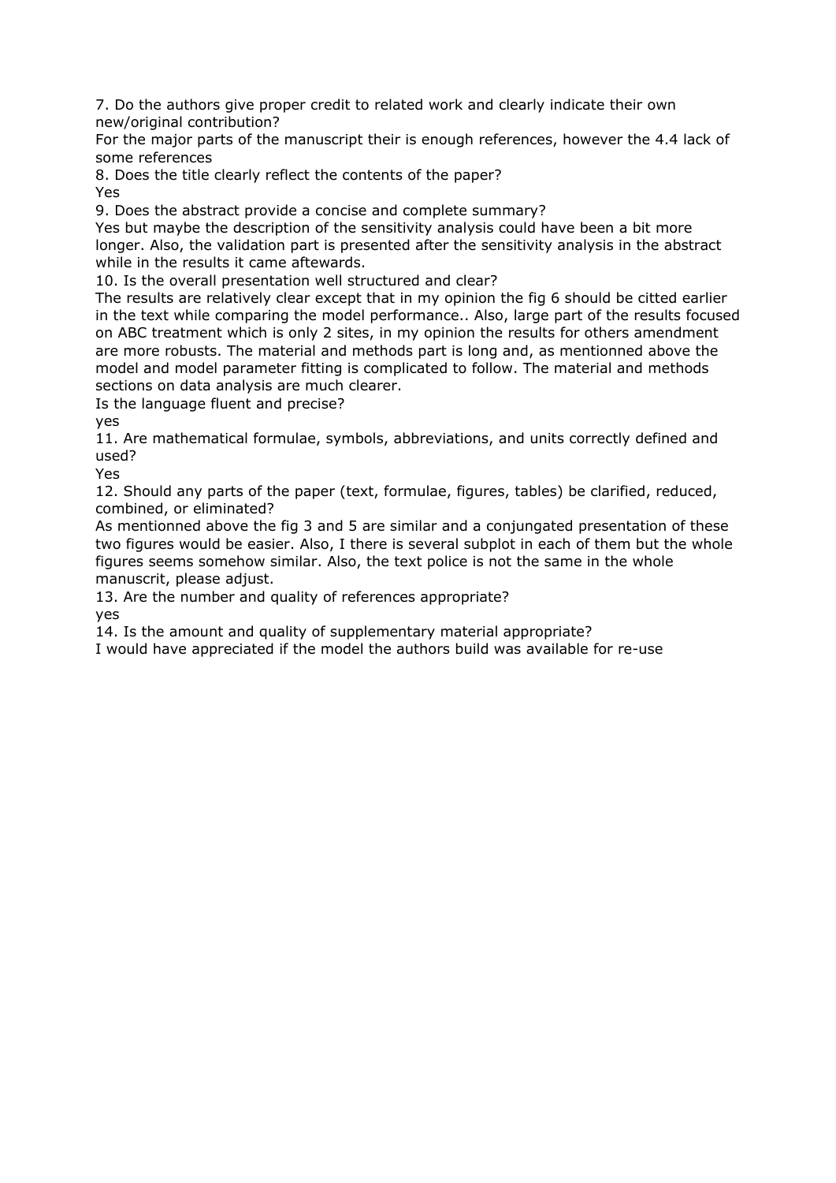7. Do the authors give proper credit to related work and clearly indicate their own new/original contribution?

For the major parts of the manuscript their is enough references, however the 4.4 lack of some references

8. Does the title clearly reflect the contents of the paper?

Yes

9. Does the abstract provide a concise and complete summary?

Yes but maybe the description of the sensitivity analysis could have been a bit more longer. Also, the validation part is presented after the sensitivity analysis in the abstract while in the results it came aftewards.

10. Is the overall presentation well structured and clear?

The results are relatively clear except that in my opinion the fig 6 should be citted earlier in the text while comparing the model performance.. Also, large part of the results focused on ABC treatment which is only 2 sites, in my opinion the results for others amendment are more robusts. The material and methods part is long and, as mentionned above the model and model parameter fitting is complicated to follow. The material and methods sections on data analysis are much clearer.

Is the language fluent and precise?

yes

11. Are mathematical formulae, symbols, abbreviations, and units correctly defined and used?

Yes

12. Should any parts of the paper (text, formulae, figures, tables) be clarified, reduced, combined, or eliminated?

As mentionned above the fig 3 and 5 are similar and a conjungated presentation of these two figures would be easier. Also, I there is several subplot in each of them but the whole figures seems somehow similar. Also, the text police is not the same in the whole manuscrit, please adjust.

13. Are the number and quality of references appropriate?

yes

14. Is the amount and quality of supplementary material appropriate?

I would have appreciated if the model the authors build was available for re-use